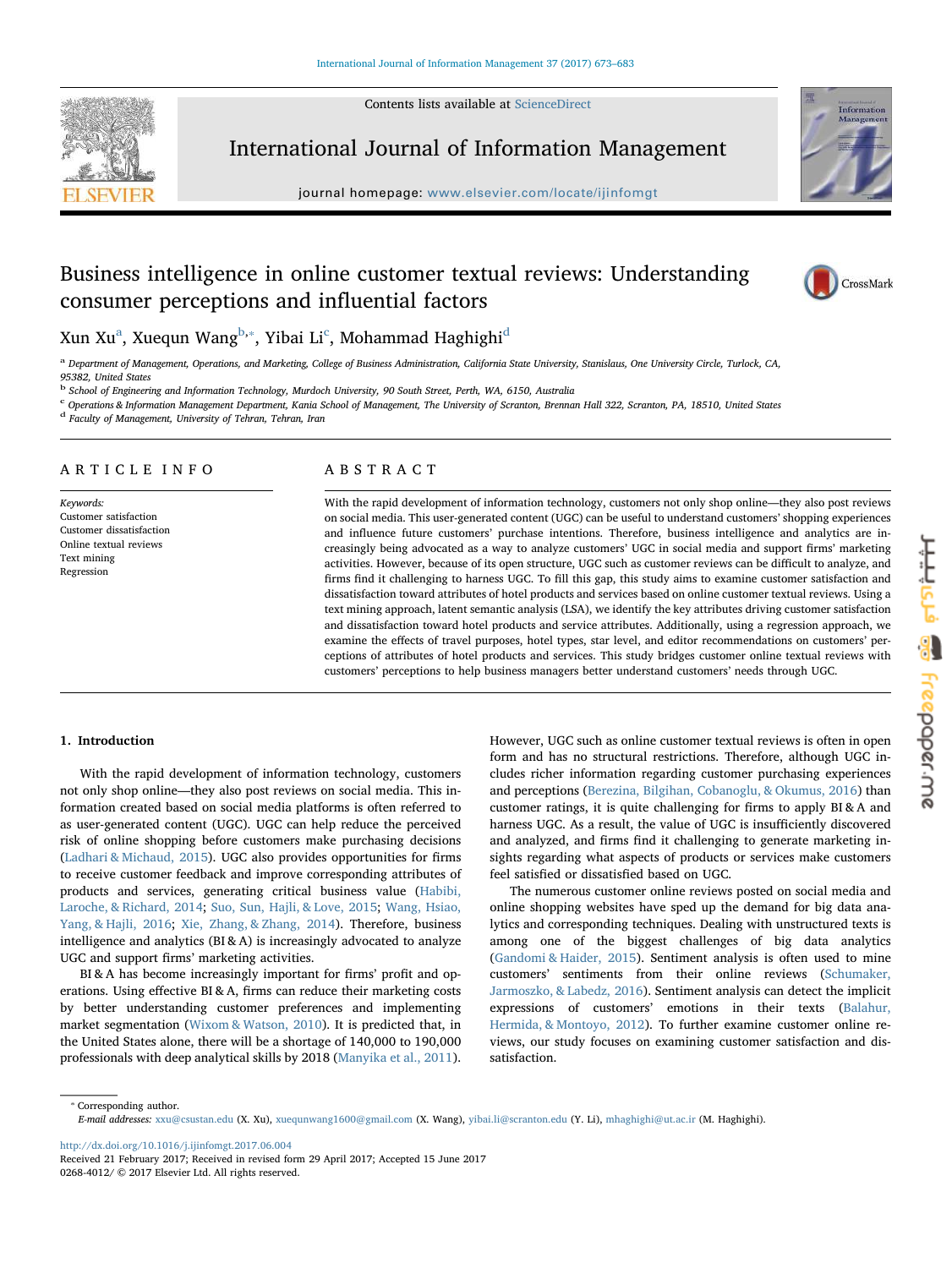# Business intelligence in online customer textual reviews: Understanding consumer perceptions and influential factors

Xun Xu[a], Xuequn Wang[b,*], Yibai Li[c], Mohammad Haghighi[d]

[a] Department of Management, Operations, and Marketing, College of Business Administration, California State University, Stanislaus, One University Circle, Turlock, CA, 95382, United States

[b] School of Engineering and Information Technology, Murdoch University, 90 South Street, Perth, WA, 6150, Australia

[c] Operations & Information Management Department, Kania School of Management, The University of Scranton, Brennan Hall 322, Scranton, PA, 18510, United States

[d] Faculty of Management, University of Tehran, Tehran, Iran

## ARTICLE INFO

*Keywords:*
Customer satisfaction
Customer dissatisfaction
Online textual reviews
Text mining
Regression

## ABSTRACT

With the rapid development of information technology, customers not only shop online—they also post reviews on social media. This user-generated content (UGC) can be useful to understand customers' shopping experiences and influence future customers' purchase intentions. Therefore, business intelligence and analytics are increasingly being advocated as a way to analyze customers' UGC in social media and support firms' marketing activities. However, because of its open structure, UGC such as customer reviews can be difficult to analyze, and firms find it challenging to harness UGC. To fill this gap, this study aims to examine customer satisfaction and dissatisfaction toward attributes of hotel products and services based on online customer textual reviews. Using a text mining approach, latent semantic analysis (LSA), we identify the key attributes driving customer satisfaction and dissatisfaction toward hotel products and service attributes. Additionally, using a regression approach, we examine the effects of travel purposes, hotel types, star level, and editor recommendations on customers' perceptions of attributes of hotel products and services. This study bridges customer online textual reviews with customers' perceptions to help business managers better understand customers' needs through UGC.

## 1. Introduction

With the rapid development of information technology, customers not only shop online—they also post reviews on social media. This information created based on social media platforms is often referred to as user-generated content (UGC). UGC can help reduce the perceived risk of online shopping before customers make purchasing decisions (Ladhari & Michaud, 2015). UGC also provides opportunities for firms to receive customer feedback and improve corresponding attributes of products and services, generating critical business value (Habibi, Laroche, & Richard, 2014; Suo, Sun, Hajli, & Love, 2015; Wang, Hsiao, Yang, & Hajli, 2016; Xie, Zhang, & Zhang, 2014). Therefore, business intelligence and analytics (BI & A) is increasingly advocated to analyze UGC and support firms' marketing activities.

BI & A has become increasingly important for firms' profit and operations. Using effective BI & A, firms can reduce their marketing costs by better understanding customer preferences and implementing market segmentation (Wixom & Watson, 2010). It is predicted that, in the United States alone, there will be a shortage of 140,000 to 190,000 professionals with deep analytical skills by 2018 (Manyika et al., 2011). However, UGC such as online customer textual reviews is often in open form and has no structural restrictions. Therefore, although UGC includes richer information regarding customer purchasing experiences and perceptions (Berezina, Bilgihan, Cobanoglu, & Okumus, 2016) than customer ratings, it is quite challenging for firms to apply BI & A and harness UGC. As a result, the value of UGC is insufficiently discovered and analyzed, and firms find it challenging to generate marketing insights regarding what aspects of products or services make customers feel satisfied or dissatisfied based on UGC.

The numerous customer online reviews posted on social media and online shopping websites have sped up the demand for big data analytics and corresponding techniques. Dealing with unstructured texts is among one of the biggest challenges of big data analytics (Gandomi & Haider, 2015). Sentiment analysis is often used to mine customers' sentiments from their online reviews (Schumaker, Jarmoszko, & Labedz, 2016). Sentiment analysis can detect the implicit expressions of customers' emotions in their texts (Balahur, Hermida, & Montoyo, 2012). To further examine customer online reviews, our study focuses on examining customer satisfaction and dissatisfaction.

* Corresponding author.
*E-mail addresses:* xxu@csustan.edu (X. Xu), xuequnwang1600@gmail.com (X. Wang), yibai.li@scranton.edu (Y. Li), mhaghighi@ut.ac.ir (M. Haghighi).

http://dx.doi.org/10.1016/j.ijinfomgt.2017.06.004
Received 21 February 2017; Received in revised form 29 April 2017; Accepted 15 June 2017
0268-4012/ © 2017 Elsevier Ltd. All rights reserved.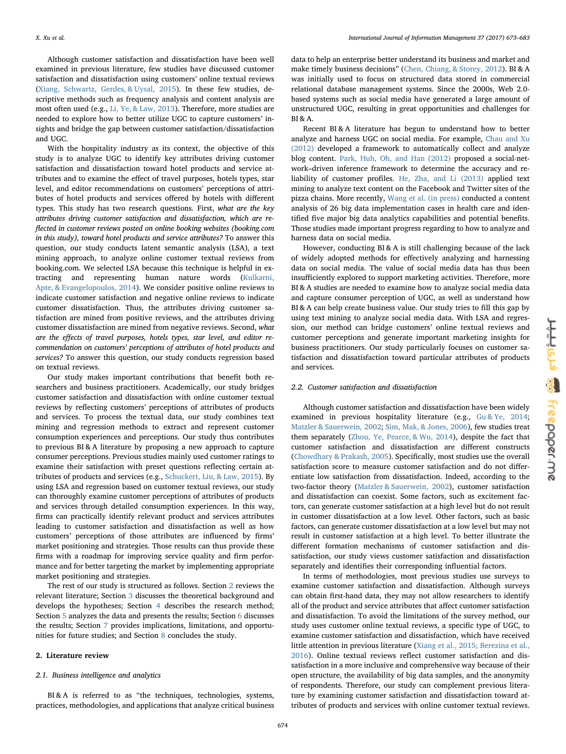Although customer satisfaction and dissatisfaction have been well examined in previous literature, few studies have discussed customer satisfaction and dissatisfaction using customers' online textual reviews (Xiang, Schwartz, Gerdes, & Uysal, 2015). In these few studies, descriptive methods such as frequency analysis and content analysis are most often used (e.g., Li, Ye, & Law, 2013). Therefore, more studies are needed to explore how to better utilize UGC to capture customers' insights and bridge the gap between customer satisfaction/dissatisfaction and UGC.

With the hospitality industry as its context, the objective of this study is to analyze UGC to identify key attributes driving customer satisfaction and dissatisfaction toward hotel products and service attributes and to examine the effect of travel purposes, hotels types, star level, and editor recommendations on customers' perceptions of attributes of hotel products and services offered by hotels with different types. This study has two research questions. First, *what are the key attributes driving customer satisfaction and dissatisfaction, which are reflected in customer reviews posted on online booking websites (booking.com in this study), toward hotel products and service attributes?* To answer this question, our study conducts latent semantic analysis (LSA), a text mining approach, to analyze online customer textual reviews from booking.com. We selected LSA because this technique is helpful in extracting and representing human nature words (Kulkarni, Apte, & Evangelopoulos, 2014). We consider positive online reviews to indicate customer satisfaction and negative online reviews to indicate customer dissatisfaction. Thus, the attributes driving customer satisfaction are mined from positive reviews, and the attributes driving customer dissatisfaction are mined from negative reviews. Second, *what are the effects of travel purposes, hotels types, star level, and editor recommendation on customers' perceptions of attributes of hotel products and services?* To answer this question, our study conducts regression based on textual reviews.

Our study makes important contributions that benefit both researchers and business practitioners. Academically, our study bridges customer satisfaction and dissatisfaction with online customer textual reviews by reflecting customers' perceptions of attributes of products and services. To process the textual data, our study combines text mining and regression methods to extract and represent customer consumption experiences and perceptions. Our study thus contributes to previous BI & A literature by proposing a new approach to capture consumer perceptions. Previous studies mainly used customer ratings to examine their satisfaction with preset questions reflecting certain attributes of products and services (e.g., Schuckert, Liu, & Law, 2015). By using LSA and regression based on customer textual reviews, our study can thoroughly examine customer perceptions of attributes of products and services through detailed consumption experiences. In this way, firms can practically identify relevant product and services attributes leading to customer satisfaction and dissatisfaction as well as how customers' perceptions of those attributes are influenced by firms' market positioning and strategies. Those results can thus provide these firms with a roadmap for improving service quality and firm performance and for better targeting the market by implementing appropriate market positioning and strategies.

The rest of our study is structured as follows. Section 2 reviews the relevant literature; Section 3 discusses the theoretical background and develops the hypotheses; Section 4 describes the research method; Section 5 analyzes the data and presents the results; Section 6 discusses the results; Section 7 provides implications, limitations, and opportunities for future studies; and Section 8 concludes the study.

## 2. Literature review

### 2.1. Business intelligence and analytics

BI & A is referred to as "the techniques, technologies, systems, practices, methodologies, and applications that analyze critical business data to help an enterprise better understand its business and market and make timely business decisions" (Chen, Chiang, & Storey, 2012). BI & A was initially used to focus on structured data stored in commercial relational database management systems. Since the 2000s, Web 2.0-based systems such as social media have generated a large amount of unstructured UGC, resulting in great opportunities and challenges for BI & A.

Recent BI & A literature has begun to understand how to better analyze and harness UGC on social media. For example, Chau and Xu (2012) developed a framework to automatically collect and analyze blog content. Park, Huh, Oh, and Han (2012) proposed a social-network–driven inference framework to determine the accuracy and reliability of customer profiles. He, Zha, and Li (2013) applied text mining to analyze text content on the Facebook and Twitter sites of the pizza chains. More recently, Wang et al. (in press) conducted a content analysis of 26 big data implementation cases in health care and identified five major big data analytics capabilities and potential benefits. Those studies made important progress regarding to how to analyze and harness data on social media.

However, conducting BI & A is still challenging because of the lack of widely adopted methods for effectively analyzing and harnessing data on social media. The value of social media data has thus been insufficiently explored to support marketing activities. Therefore, more BI & A studies are needed to examine how to analyze social media data and capture consumer perception of UGC, as well as understand how BI & A can help create business value. Our study tries to fill this gap by using text mining to analyze social media data. With LSA and regression, our method can bridge customers' online textual reviews and customer perceptions and generate important marketing insights for business practitioners. Our study particularly focuses on customer satisfaction and dissatisfaction toward particular attributes of products and services.

### 2.2. Customer satisfaction and dissatisfaction

Although customer satisfaction and dissatisfaction have been widely examined in previous hospitality literature (e.g., Gu & Ye, 2014; Matzler & Sauerwein, 2002; Sim, Mak, & Jones, 2006), few studies treat them separately (Zhou, Ye, Pearce, & Wu, 2014), despite the fact that customer satisfaction and dissatisfaction are different constructs (Chowdhary & Prakash, 2005). Specifically, most studies use the overall satisfaction score to measure customer satisfaction and do not differentiate low satisfaction from dissatisfaction. Indeed, according to the two-factor theory (Matzler & Sauerwein, 2002), customer satisfaction and dissatisfaction can coexist. Some factors, such as excitement factors, can generate customer satisfaction at a high level but do not result in customer dissatisfaction at a low level. Other factors, such as basic factors, can generate customer dissatisfaction at a low level but may not result in customer satisfaction at a high level. To better illustrate the different formation mechanisms of customer satisfaction and dissatisfaction, our study views customer satisfaction and dissatisfaction separately and identifies their corresponding influential factors.

In terms of methodologies, most previous studies use surveys to examine customer satisfaction and dissatisfaction. Although surveys can obtain first-hand data, they may not allow researchers to identify all of the product and service attributes that affect customer satisfaction and dissatisfaction. To avoid the limitations of the survey method, our study uses customer online textual reviews, a specific type of UGC, to examine customer satisfaction and dissatisfaction, which have received little attention in previous literature (Xiang et al., 2015; Berezina et al., 2016). Online textual reviews reflect customer satisfaction and dissatisfaction in a more inclusive and comprehensive way because of their open structure, the availability of big data samples, and the anonymity of respondents. Therefore, our study can complement previous literature by examining customer satisfaction and dissatisfaction toward attributes of products and services with online customer textual reviews.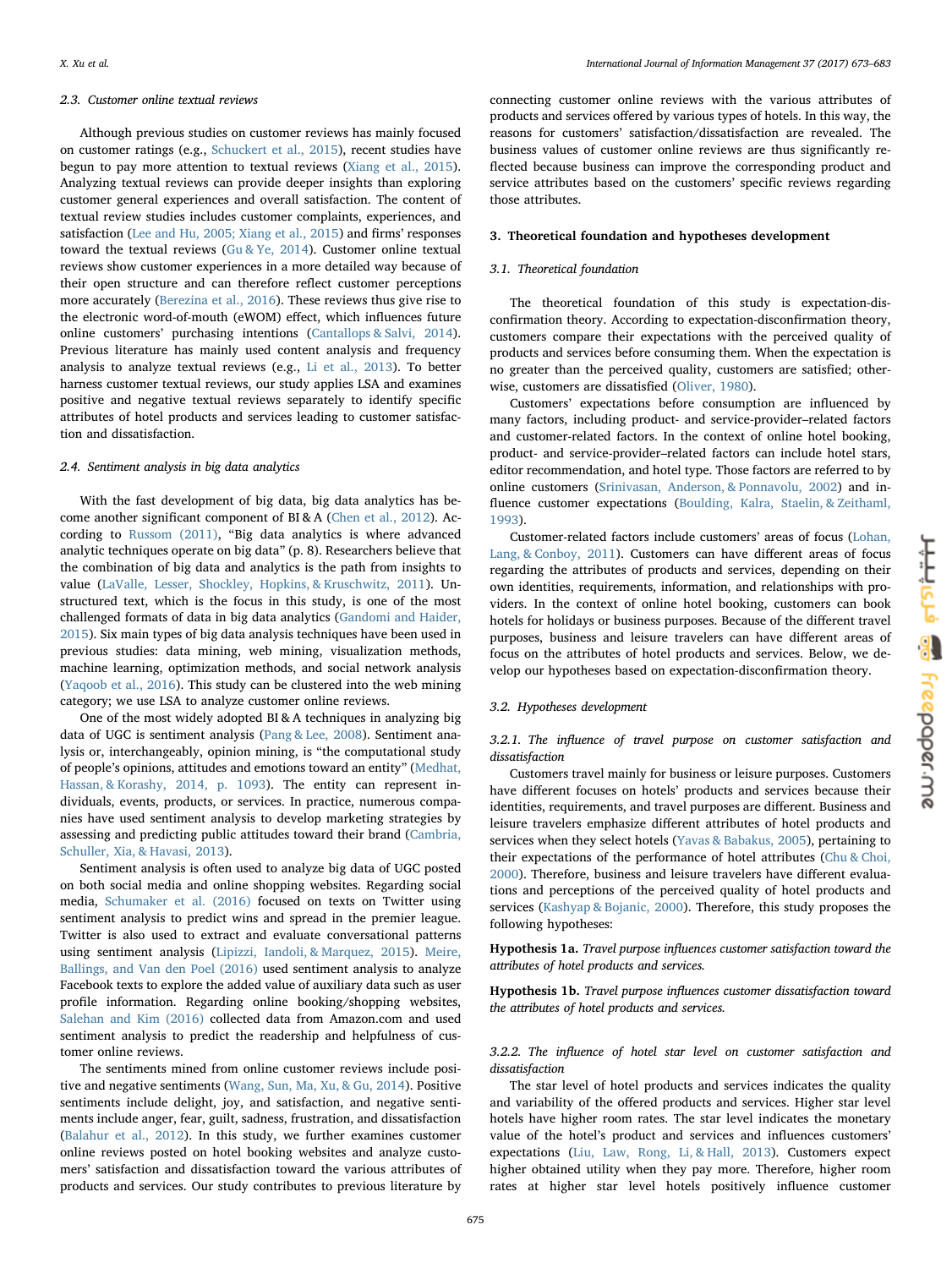### 2.3. Customer online textual reviews

Although previous studies on customer reviews has mainly focused on customer ratings (e.g., Schuckert et al., 2015), recent studies have begun to pay more attention to textual reviews (Xiang et al., 2015). Analyzing textual reviews can provide deeper insights than exploring customer general experiences and overall satisfaction. The content of textual review studies includes customer complaints, experiences, and satisfaction (Lee and Hu, 2005; Xiang et al., 2015) and firms' responses toward the textual reviews (Gu & Ye, 2014). Customer online textual reviews show customer experiences in a more detailed way because of their open structure and can therefore reflect customer perceptions more accurately (Berezina et al., 2016). These reviews thus give rise to the electronic word-of-mouth (eWOM) effect, which influences future online customers' purchasing intentions (Cantallops & Salvi, 2014). Previous literature has mainly used content analysis and frequency analysis to analyze textual reviews (e.g., Li et al., 2013). To better harness customer textual reviews, our study applies LSA and examines positive and negative textual reviews separately to identify specific attributes of hotel products and services leading to customer satisfaction and dissatisfaction.

### 2.4. Sentiment analysis in big data analytics

With the fast development of big data, big data analytics has become another significant component of BI & A (Chen et al., 2012). According to Russom (2011), "Big data analytics is where advanced analytic techniques operate on big data" (p. 8). Researchers believe that the combination of big data and analytics is the path from insights to value (LaValle, Lesser, Shockley, Hopkins, & Kruschwitz, 2011). Unstructured text, which is the focus in this study, is one of the most challenged formats of data in big data analytics (Gandomi and Haider, 2015). Six main types of big data analysis techniques have been used in previous studies: data mining, web mining, visualization methods, machine learning, optimization methods, and social network analysis (Yaqoob et al., 2016). This study can be clustered into the web mining category; we use LSA to analyze customer online reviews.

One of the most widely adopted BI & A techniques in analyzing big data of UGC is sentiment analysis (Pang & Lee, 2008). Sentiment analysis or, interchangeably, opinion mining, is "the computational study of people's opinions, attitudes and emotions toward an entity" (Medhat, Hassan, & Korashy, 2014, p. 1093). The entity can represent individuals, events, products, or services. In practice, numerous companies have used sentiment analysis to develop marketing strategies by assessing and predicting public attitudes toward their brand (Cambria, Schuller, Xia, & Havasi, 2013).

Sentiment analysis is often used to analyze big data of UGC posted on both social media and online shopping websites. Regarding social media, Schumaker et al. (2016) focused on texts on Twitter using sentiment analysis to predict wins and spread in the premier league. Twitter is also used to extract and evaluate conversational patterns using sentiment analysis (Lipizzi, Iandoli, & Marquez, 2015). Meire, Ballings, and Van den Poel (2016) used sentiment analysis to analyze Facebook texts to explore the added value of auxiliary data such as user profile information. Regarding online booking/shopping websites, Salehan and Kim (2016) collected data from Amazon.com and used sentiment analysis to predict the readership and helpfulness of customer online reviews.

The sentiments mined from online customer reviews include positive and negative sentiments (Wang, Sun, Ma, Xu, & Gu, 2014). Positive sentiments include delight, joy, and satisfaction, and negative sentiments include anger, fear, guilt, sadness, frustration, and dissatisfaction (Balahur et al., 2012). In this study, we further examines customer online reviews posted on hotel booking websites and analyze customers' satisfaction and dissatisfaction toward the various attributes of products and services. Our study contributes to previous literature by connecting customer online reviews with the various attributes of products and services offered by various types of hotels. In this way, the reasons for customers' satisfaction/dissatisfaction are revealed. The business values of customer online reviews are thus significantly reflected because business can improve the corresponding product and service attributes based on the customers' specific reviews regarding those attributes.

## 3. Theoretical foundation and hypotheses development

### 3.1. Theoretical foundation

The theoretical foundation of this study is expectation-disconfirmation theory. According to expectation-disconfirmation theory, customers compare their expectations with the perceived quality of products and services before consuming them. When the expectation is no greater than the perceived quality, customers are satisfied; otherwise, customers are dissatisfied (Oliver, 1980).

Customers' expectations before consumption are influenced by many factors, including product- and service-provider–related factors and customer-related factors. In the context of online hotel booking, product- and service-provider–related factors can include hotel stars, editor recommendation, and hotel type. Those factors are referred to by online customers (Srinivasan, Anderson, & Ponnavolu, 2002) and influence customer expectations (Boulding, Kalra, Staelin, & Zeithaml, 1993).

Customer-related factors include customers' areas of focus (Lohan, Lang, & Conboy, 2011). Customers can have different areas of focus regarding the attributes of products and services, depending on their own identities, requirements, information, and relationships with providers. In the context of online hotel booking, customers can book hotels for holidays or business purposes. Because of the different travel purposes, business and leisure travelers can have different areas of focus on the attributes of hotel products and services. Below, we develop our hypotheses based on expectation-disconfirmation theory.

### 3.2. Hypotheses development

#### 3.2.1. The influence of travel purpose on customer satisfaction and dissatisfaction

Customers travel mainly for business or leisure purposes. Customers have different focuses on hotels' products and services because their identities, requirements, and travel purposes are different. Business and leisure travelers emphasize different attributes of hotel products and services when they select hotels (Yavas & Babakus, 2005), pertaining to their expectations of the performance of hotel attributes (Chu & Choi, 2000). Therefore, business and leisure travelers have different evaluations and perceptions of the perceived quality of hotel products and services (Kashyap & Bojanic, 2000). Therefore, this study proposes the following hypotheses:

**Hypothesis 1a.** *Travel purpose influences customer satisfaction toward the attributes of hotel products and services.*

**Hypothesis 1b.** *Travel purpose influences customer dissatisfaction toward the attributes of hotel products and services.*

#### 3.2.2. The influence of hotel star level on customer satisfaction and dissatisfaction

The star level of hotel products and services indicates the quality and variability of the offered products and services. Higher star level hotels have higher room rates. The star level indicates the monetary value of the hotel's product and services and influences customers' expectations (Liu, Law, Rong, Li, & Hall, 2013). Customers expect higher obtained utility when they pay more. Therefore, higher room rates at higher star level hotels positively influence customer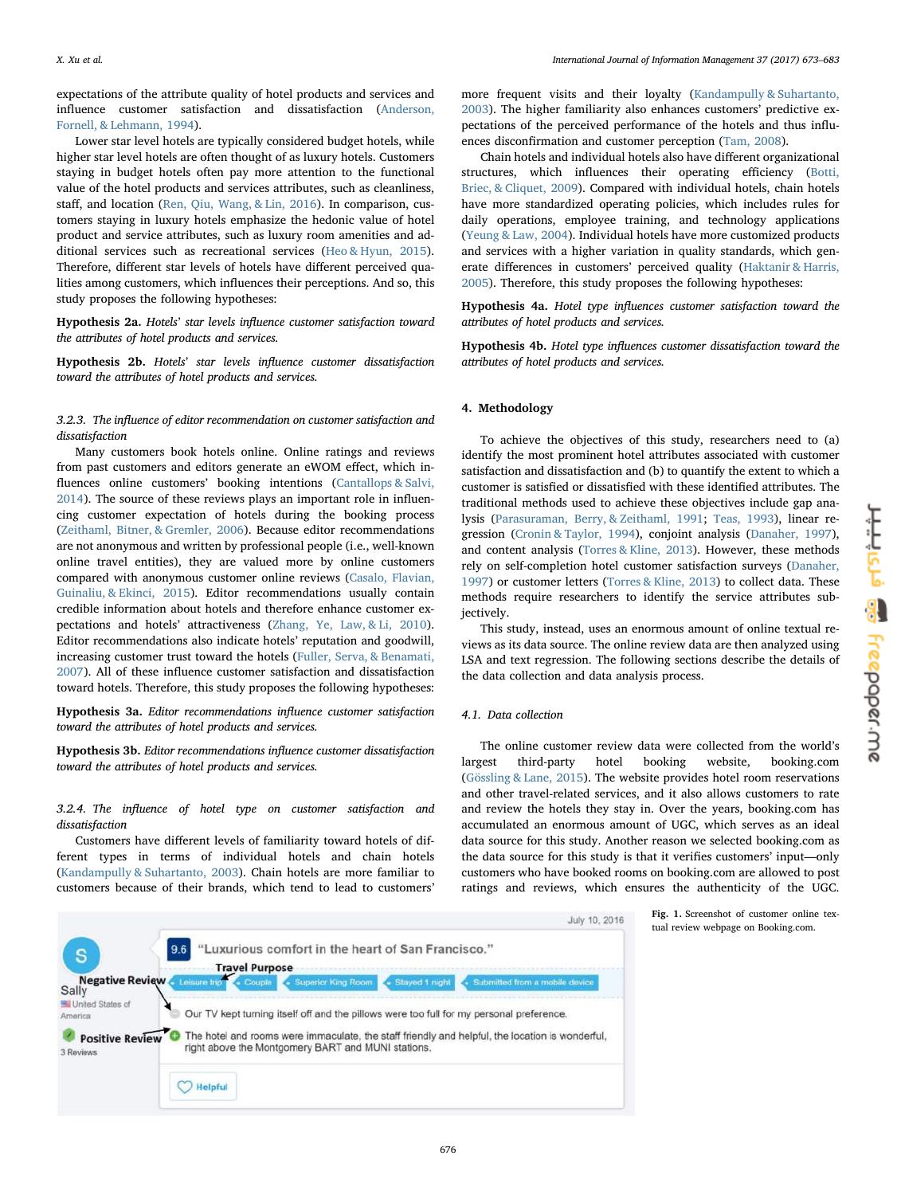expectations of the attribute quality of hotel products and services and influence customer satisfaction and dissatisfaction (Anderson, Fornell, & Lehmann, 1994).

Lower star level hotels are typically considered budget hotels, while higher star level hotels are often thought of as luxury hotels. Customers staying in budget hotels often pay more attention to the functional value of the hotel products and services attributes, such as cleanliness, staff, and location (Ren, Qiu, Wang, & Lin, 2016). In comparison, customers staying in luxury hotels emphasize the hedonic value of hotel product and service attributes, such as luxury room amenities and additional services such as recreational services (Heo & Hyun, 2015). Therefore, different star levels of hotels have different perceived qualities among customers, which influences their perceptions. And so, this study proposes the following hypotheses:

**Hypothesis 2a.** *Hotels' star levels influence customer satisfaction toward the attributes of hotel products and services.*

**Hypothesis 2b.** *Hotels' star levels influence customer dissatisfaction toward the attributes of hotel products and services.*

### 3.2.3. The influence of editor recommendation on customer satisfaction and dissatisfaction

Many customers book hotels online. Online ratings and reviews from past customers and editors generate an eWOM effect, which influences online customers' booking intentions (Cantallops & Salvi, 2014). The source of these reviews plays an important role in influencing customer expectation of hotels during the booking process (Zeithaml, Bitner, & Gremler, 2006). Because editor recommendations are not anonymous and written by professional people (i.e., well-known online travel entities), they are valued more by online customers compared with anonymous customer online reviews (Casalo, Flavian, Guinaliu, & Ekinci, 2015). Editor recommendations usually contain credible information about hotels and therefore enhance customer expectations and hotels' attractiveness (Zhang, Ye, Law, & Li, 2010). Editor recommendations also indicate hotels' reputation and goodwill, increasing customer trust toward the hotels (Fuller, Serva, & Benamati, 2007). All of these influence customer satisfaction and dissatisfaction toward hotels. Therefore, this study proposes the following hypotheses:

**Hypothesis 3a.** *Editor recommendations influence customer satisfaction toward the attributes of hotel products and services.*

**Hypothesis 3b.** *Editor recommendations influence customer dissatisfaction toward the attributes of hotel products and services.*

### 3.2.4. The influence of hotel type on customer satisfaction and dissatisfaction

Customers have different levels of familiarity toward hotels of different types in terms of individual hotels and chain hotels (Kandampully & Suhartanto, 2003). Chain hotels are more familiar to customers because of their brands, which tend to lead to customers' more frequent visits and their loyalty (Kandampully & Suhartanto, 2003). The higher familiarity also enhances customers' predictive expectations of the perceived performance of the hotels and thus influences disconfirmation and customer perception (Tam, 2008).

Chain hotels and individual hotels also have different organizational structures, which influences their operating efficiency (Botti, Briec, & Cliquet, 2009). Compared with individual hotels, chain hotels have more standardized operating policies, which includes rules for daily operations, employee training, and technology applications (Yeung & Law, 2004). Individual hotels have more customized products and services with a higher variation in quality standards, which generate differences in customers' perceived quality (Haktanir & Harris, 2005). Therefore, this study proposes the following hypotheses:

**Hypothesis 4a.** *Hotel type influences customer satisfaction toward the attributes of hotel products and services.*

**Hypothesis 4b.** *Hotel type influences customer dissatisfaction toward the attributes of hotel products and services.*

## 4. Methodology

To achieve the objectives of this study, researchers need to (a) identify the most prominent hotel attributes associated with customer satisfaction and dissatisfaction and (b) to quantify the extent to which a customer is satisfied or dissatisfied with these identified attributes. The traditional methods used to achieve these objectives include gap analysis (Parasuraman, Berry, & Zeithaml, 1991; Teas, 1993), linear regression (Cronin & Taylor, 1994), conjoint analysis (Danaher, 1997), and content analysis (Torres & Kline, 2013). However, these methods rely on self-completion hotel customer satisfaction surveys (Danaher, 1997) or customer letters (Torres & Kline, 2013) to collect data. These methods require researchers to identify the service attributes subjectively.

This study, instead, uses an enormous amount of online textual reviews as its data source. The online review data are then analyzed using LSA and text regression. The following sections describe the details of the data collection and data analysis process.

### 4.1. Data collection

The online customer review data were collected from the world's largest third-party hotel booking website, booking.com (Gössling & Lane, 2015). The website provides hotel room reservations and other travel-related services, and it also allows customers to rate and review the hotels they stay in. Over the years, booking.com has accumulated an enormous amount of UGC, which serves as an ideal data source for this study. Another reason we selected booking.com as the data source for this study is that it verifies customers' input—only customers who have booked rooms on booking.com are allowed to post ratings and reviews, which ensures the authenticity of the UGC.

**Fig. 1.** Screenshot of customer online textual review webpage on Booking.com.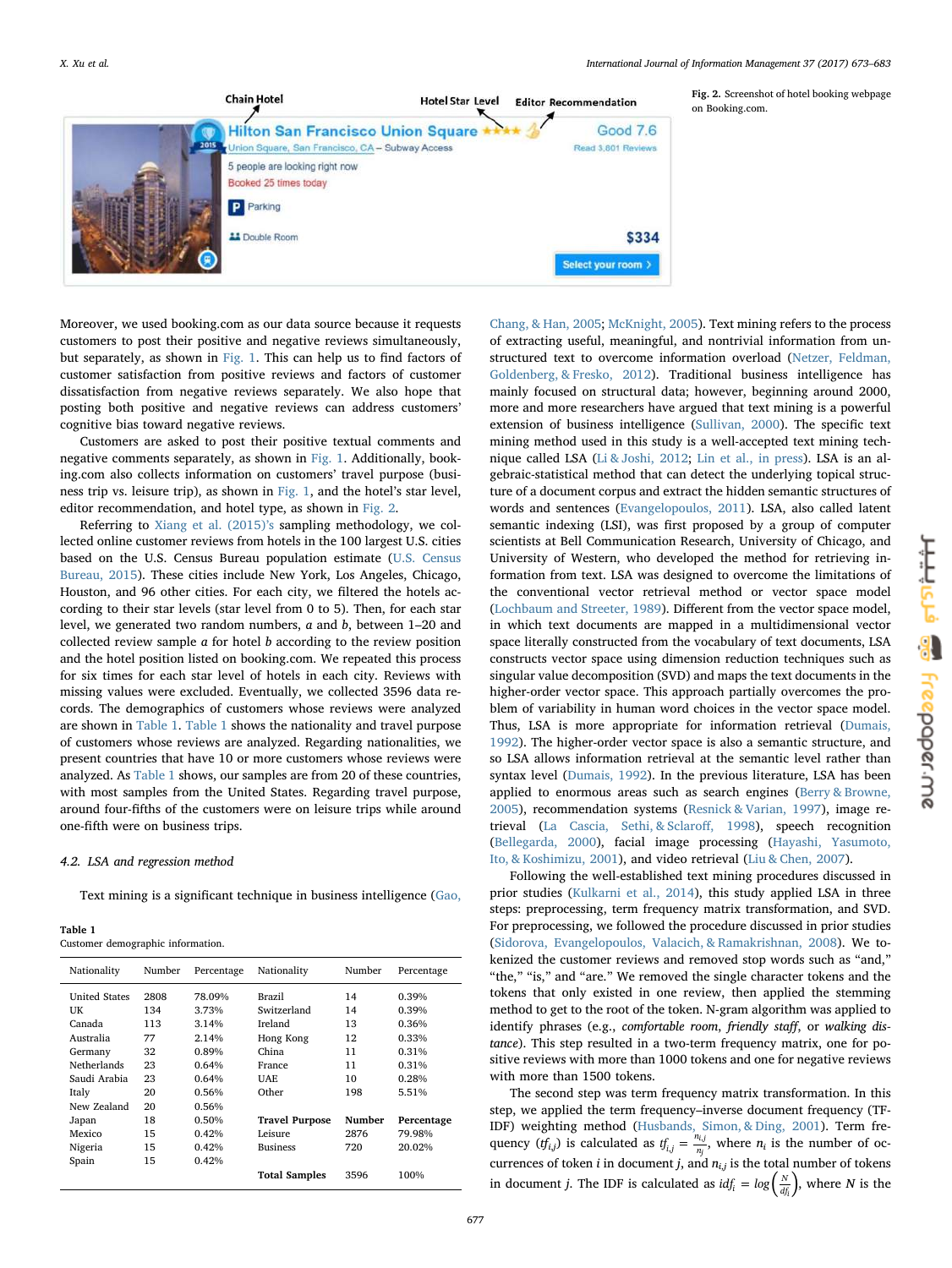Fig. 2. Screenshot of hotel booking webpage on Booking.com.

Moreover, we used booking.com as our data source because it requests customers to post their positive and negative reviews simultaneously, but separately, as shown in Fig. 1. This can help us to find factors of customer satisfaction from positive reviews and factors of customer dissatisfaction from negative reviews separately. We also hope that posting both positive and negative reviews can address customers' cognitive bias toward negative reviews.

Customers are asked to post their positive textual comments and negative comments separately, as shown in Fig. 1. Additionally, booking.com also collects information on customers' travel purpose (business trip vs. leisure trip), as shown in Fig. 1, and the hotel's star level, editor recommendation, and hotel type, as shown in Fig. 2.

Referring to Xiang et al. (2015)'s sampling methodology, we collected online customer reviews from hotels in the 100 largest U.S. cities based on the U.S. Census Bureau population estimate (U.S. Census Bureau, 2015). These cities include New York, Los Angeles, Chicago, Houston, and 96 other cities. For each city, we filtered the hotels according to their star levels (star level from 0 to 5). Then, for each star level, we generated two random numbers, $a$ and $b$, between 1–20 and collected review sample $a$ for hotel $b$ according to the review position and the hotel position listed on booking.com. We repeated this process for six times for each star level of hotels in each city. Reviews with missing values were excluded. Eventually, we collected 3596 data records. The demographics of customers whose reviews are analyzed are shown in Table 1. Table 1 shows the nationality and travel purpose of customers whose reviews are analyzed. Regarding nationalities, we present countries that have 10 or more customers whose reviews were analyzed. As Table 1 shows, our samples are from 20 of these countries, with most samples from the United States. Regarding travel purpose, around four-fifths of the customers were on leisure trips while around one-fifth were on business trips.

### 4.2. LSA and regression method

Text mining is a significant technique in business intelligence (Gao, Chang, & Han, 2005; McKnight, 2005). Text mining refers to the process of extracting useful, meaningful, and nontrivial information from unstructured text to overcome information overload (Netzer, Feldman, Goldenberg, & Fresko, 2012). Traditional business intelligence has mainly focused on structural data; however, beginning around 2000, more and more researchers have argued that text mining is a powerful extension of business intelligence (Sullivan, 2000). The specific text mining method used in this study is a well-accepted text mining technique called LSA (Li & Joshi, 2012; Lin et al., in press). LSA is an algebraic-statistical method that can detect the underlying topical structure of a document corpus and extract the hidden semantic structures of words and sentences (Evangelopoulos, 2011). LSA, also called latent semantic indexing (LSI), was first proposed by a group of computer scientists at Bell Communication Research, University of Chicago, and University of Western, who developed the method for retrieving information from text. LSA was designed to overcome the limitations of the conventional vector retrieval method or vector space model (Lochbaum and Streeter, 1989). Different from the vector space model, in which text documents are mapped in a multidimensional vector space literally constructed from the vocabulary of text documents, LSA constructs vector space using dimension reduction techniques such as singular value decomposition (SVD) and maps the text documents in the higher-order vector space. This approach partially overcomes the problem of variability in human word choices in the vector space model. Thus, LSA is more appropriate for information retrieval (Dumais, 1992). The higher-order vector space is also a semantic structure, and so LSA allows information retrieval at the semantic level rather than syntax level (Dumais, 1992). In the previous literature, LSA has been applied to enormous areas such as search engines (Berry & Browne, 2005), recommendation systems (Resnick & Varian, 1997), image retrieval (La Cascia, Sethi, & Sclaroff, 1998), speech recognition (Bellegarda, 2000), facial image processing (Hayashi, Yasumoto, Ito, & Koshimizu, 2001), and video retrieval (Liu & Chen, 2007).

Following the well-established text mining procedures discussed in prior studies (Kulkarni et al., 2014), this study applied LSA in three steps: preprocessing, term frequency matrix transformation, and SVD. For preprocessing, we followed the procedure discussed in prior studies (Sidorova, Evangelopoulos, Valacich, & Ramakrishnan, 2008). We tokenized the customer reviews and removed stop words such as "and," "the," "is," and "are." We removed the single character tokens and the tokens that only existed in one review, then applied the stemming method to get to the root of the token. N-gram algorithm was applied to identify phrases (e.g., *comfortable room*, *friendly staff*, or *walking distance*). This step resulted in a two-term frequency matrix, one for positive reviews with more than 1000 tokens and one for negative reviews with more than 1500 tokens.

The second step was term frequency matrix transformation. In this step, we applied the term frequency–inverse document frequency (TF-IDF) weighting method (Husbands, Simon, & Ding, 2001). Term frequency ($tf_{i,j}$) is calculated as $tf_{i,j} = \frac{n_{i,j}}{n_j}$, where $n_i$ is the number of occurrences of token $i$ in document $j$, and $n_{i,j}$ is the total number of tokens in document $j$. The IDF is calculated as $idf_i = log\left(\frac{N}{df_i}\right)$, where $N$ is the

**Table 1**
Customer demographic information.

| Nationality | Number | Percentage | Nationality | Number | Percentage |
|---|---|---|---|---|---|
| United States | 2808 | 78.09% | Brazil | 14 | 0.39% |
| UK | 134 | 3.73% | Switzerland | 14 | 0.39% |
| Canada | 113 | 3.14% | Ireland | 13 | 0.36% |
| Australia | 77 | 2.14% | Hong Kong | 12 | 0.33% |
| Germany | 32 | 0.89% | China | 11 | 0.31% |
| Netherlands | 23 | 0.64% | France | 11 | 0.31% |
| Saudi Arabia | 23 | 0.64% | UAE | 10 | 0.28% |
| Italy | 20 | 0.56% | Other | 198 | 5.51% |
| New Zealand | 20 | 0.56% | | | |
| Japan | 18 | 0.50% | **Travel Purpose** | **Number** | **Percentage** |
| Mexico | 15 | 0.42% | Leisure | 2876 | 79.98% |
| Nigeria | 15 | 0.42% | Business | 720 | 20.02% |
| Spain | 15 | 0.42% | | | |
| | | | **Total Samples** | 3596 | 100% |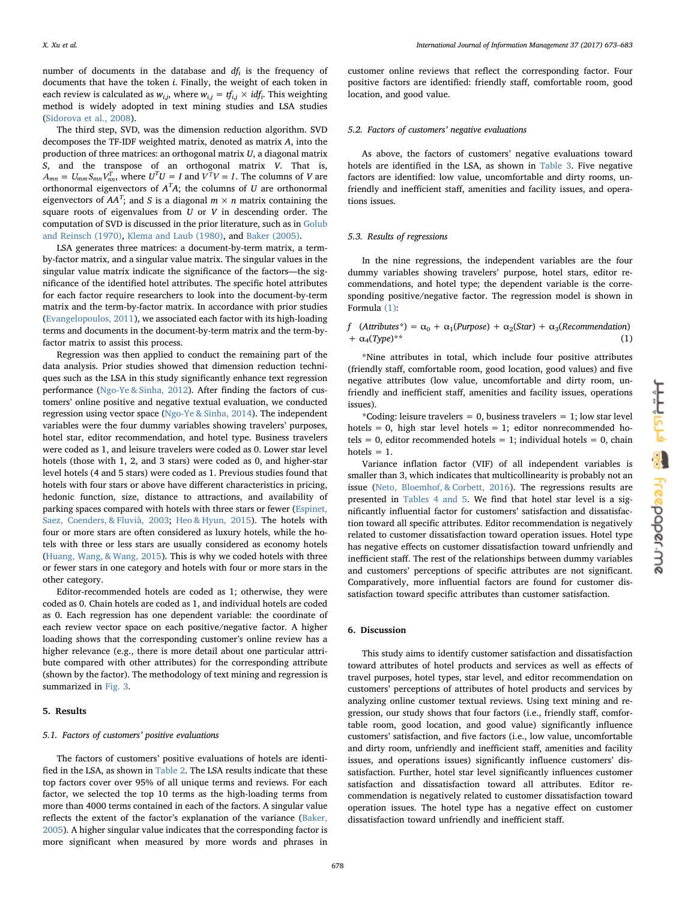number of documents in the database and $df_i$ is the frequency of documents that have the token $i$. Finally, the weight of each token in each review is calculated as $w_{i,j}$, where $w_{i,j} = tf_{i,j} \times idf_i$. This weighting method is widely adopted in text mining studies and LSA studies (Sidorova et al., 2008).

The third step, SVD, was the dimension reduction algorithm. SVD decomposes the TF-IDF weighted matrix, denoted as matrix $A$, into the production of three matrices: an orthogonal matrix $U$, a diagonal matrix $S$, and the transpose of an orthogonal matrix $V$. That is, $A_{mn} = U_{mm}S_{mn}V_{nn}^T$, where $U^TU = I$ and $V^TV = I$. The columns of $V$ are orthonormal eigenvectors of $A^TA$; the columns of $U$ are orthonormal eigenvectors of $AA^T$; and $S$ is a diagonal $m \times n$ matrix containing the square roots of eigenvalues from $U$ or $V$ in descending order. The computation of SVD is discussed in the prior literature, such as in Golub and Reinsch (1970), Klema and Laub (1980), and Baker (2005).

LSA generates three matrices: a document-by-term matrix, a term-by-factor matrix, and a singular value matrix. The singular values in the singular value matrix indicate the significance of the factors—the significance of the identified hotel attributes. The specific hotel attributes for each factor require researchers to look into the document-by-term matrix and the term-by-factor matrix. In accordance with prior studies (Evangelopoulos, 2011), we associated each factor with its high-loading terms and documents in the document-by-term matrix and the term-by-factor matrix to assist this process.

Regression was then applied to conduct the remaining part of the data analysis. Prior studies showed that dimension reduction techniques such as the LSA in this study significantly enhance text regression performance (Ngo-Ye & Sinha, 2012). After finding the factors of customers' online positive and negative textual evaluation, we conducted regression using vector space (Ngo-Ye & Sinha, 2014). The independent variables were the four dummy variables showing travelers' purposes, hotel star, editor recommendation, and hotel type. Business travelers were coded as 1, and leisure travelers were coded as 0. Lower star level hotels (those with 1, 2, and 3 stars) were coded as 0, and higher-star level hotels (4 and 5 stars) were coded as 1. Previous studies found that hotels with four stars or above have different characteristics in pricing, hedonic function, size, distance to attractions, and availability of parking spaces compared with hotels with three stars or fewer (Espinet, Saez, Coenders, & Fluvià, 2003; Heo & Hyun, 2015). The hotels with four or more stars are often considered as luxury hotels, while the hotels with three stars or less stars are usually considered as economy hotels (Huang, Wang, & Wang, 2015). This is why we coded hotels with three or fewer stars in one category and hotels with four or more stars in the other category.

Editor-recommended hotels are coded as 1; otherwise, they were coded as 0. Chain hotels are coded as 1, and individual hotels are coded as 0. Each regression has one dependent variable: the coordinate of each review vector space on each positive/negative factor. A higher loading shows that the corresponding customer's online review has a higher relevance (e.g., there is more detail about one particular attribute compared with other attributes) for the corresponding attribute (shown by the factor). The methodology of text mining and regression is summarized in Fig. 3.

## 5. Results

### 5.1. Factors of customers' positive evaluations

The factors of customers' positive evaluations of hotels are identified in the LSA, as shown in Table 2. The LSA results indicate that these top factors cover over 95% of all unique terms and reviews. For each factor, we selected the top 10 terms as the high-loading terms from more than 4000 terms contained in each of the factors. A singular value reflects the extent of the factor's explanation of the variance (Baker, 2005). A higher singular value indicates that the corresponding factor is more significant when measured by more words and phrases in customer online reviews that reflect the corresponding factor. Four positive factors are identified: friendly staff, comfortable room, good location, and good value.

### 5.2. Factors of customers' negative evaluations

As above, the factors of customers' negative evaluations toward hotels are identified in the LSA, as shown in Table 3. Five negative factors are identified: low value, uncomfortable and dirty rooms, unfriendly and inefficient staff, amenities and facility issues, and operations issues.

### 5.3. Results of regressions

In the nine regressions, the independent variables are the four dummy variables showing travelers' purpose, hotel stars, editor recommendations, and hotel type; the dependent variable is the corresponding positive/negative factor. The regression model is shown in Formula (1):

$$f\ \ (Attributes^*) = \alpha_0 + \alpha_1(Purpose) + \alpha_2(Star) + \alpha_3(Recommendation) + \alpha_4(Type)^{**} \quad (1)$$

*Nine attributes in total, which include four positive attributes (friendly staff, comfortable room, good location, good values) and five negative attributes (low value, uncomfortable and dirty room, unfriendly and inefficient staff, amenities and facility issues, operations issues).

*Coding: leisure travelers = 0, business travelers = 1; low star level hotels = 0, high star level hotels = 1; editor nonrecommended hotels = 0, editor recommended hotels = 1; individual hotels = 0, chain hotels = 1.

Variance inflation factor (VIF) of all independent variables is smaller than 3, which indicates that multicollinearity is probably not an issue (Neto, Bloemhof, & Corbett, 2016). The regressions results are presented in Tables 4 and 5. We find that hotel star level is a significantly influential factor for customers' satisfaction and dissatisfaction toward all specific attributes. Editor recommendation is negatively related to customer dissatisfaction toward operation issues. Hotel type has negative effects on customer dissatisfaction toward unfriendly and inefficient staff. The rest of the relationships between dummy variables and customers' perceptions of specific attributes are not significant. Comparatively, more influential factors are found for customer dissatisfaction toward specific attributes than customer satisfaction.

## 6. Discussion

This study aims to identify customer satisfaction and dissatisfaction toward attributes of hotel products and services as well as effects of travel purposes, hotel types, star level, and editor recommendation on customers' perceptions of attributes of hotel products and services by analyzing online customer textual reviews. Using text mining and regression, our study shows that four factors (i.e., friendly staff, comfortable room, good location, and good value) significantly influence customers' satisfaction, and five factors (i.e., low value, uncomfortable and dirty room, unfriendly and inefficient staff, amenities and facility issues, and operations issues) significantly influence customers' dissatisfaction. Further, hotel star level significantly influences customer satisfaction and dissatisfaction toward all attributes. Editor recommendation is negatively related to customer dissatisfaction toward operation issues. The hotel type has a negative effect on customer dissatisfaction toward unfriendly and inefficient staff.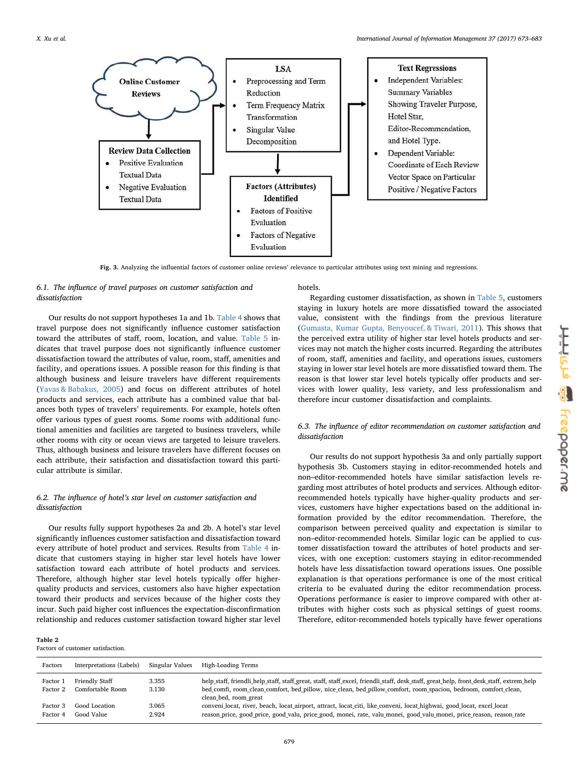Fig. 3. Analyzing the influential factors of customer online reviews' relevance to particular attributes using text mining and regressions.

### 6.1. The influence of travel purposes on customer satisfaction and dissatisfaction

Our results do not support hypotheses 1a and 1b. Table 4 shows that travel purpose does not significantly influence customer satisfaction toward the attributes of staff, room, location, and value. Table 5 indicates that travel purpose does not significantly influence customer dissatisfaction toward the attributes of value, room, staff, amenities and facility, and operations issues. A possible reason for this finding is that although business and leisure travelers have different requirements (Yavas & Babakus, 2005) and focus on different attributes of hotel products and services, each attribute has a combined value that balances both types of travelers' requirements. For example, hotels often offer various types of guest rooms. Some rooms with additional functional amenities and facilities are targeted to business travelers, while other rooms with city or ocean views are targeted to leisure travelers. Thus, although business and leisure travelers have different focuses on each attribute, their satisfaction and dissatisfaction toward this particular attribute is similar.

### 6.2. The influence of hotel's star level on customer satisfaction and dissatisfaction

Our results fully support hypotheses 2a and 2b. A hotel's star level significantly influences customer satisfaction and dissatisfaction toward every attribute of hotel product and services. Results from Table 4 indicate that customers staying in higher star level hotels have lower satisfaction toward each attribute of hotel products and services. Therefore, although higher star level hotels typically offer higher-quality products and services, customers also have higher expectation toward their products and services because of the higher costs they incur. Such paid higher cost influences the expectation-disconfirmation relationship and reduces customer satisfaction toward higher star level hotels.

Regarding customer dissatisfaction, as shown in Table 5, customers staying in luxury hotels are more dissatisfied toward the associated value, consistent with the findings from the previous literature (Gumasta, Kumar Gupta, Benyoucef, & Tiwari, 2011). This shows that the perceived extra utility of higher star level hotels products and services may not match the higher costs incurred. Regarding the attributes of room, staff, amenities and facility, and operations issues, customers staying in lower star level hotels are more dissatisfied toward them. The reason is that lower star level hotels typically offer products and services with lower quality, less variety, and less professionalism and therefore incur customer dissatisfaction and complaints.

### 6.3. The influence of editor recommendation on customer satisfaction and dissatisfaction

Our results do not support hypothesis 3a and only partially support hypothesis 3b. Customers staying in editor-recommended hotels and non–editor-recommended hotels have similar satisfaction levels regarding most attributes of hotel products and services. Although editor-recommended hotels typically have higher-quality products and services, customers have higher expectations based on the additional information provided by the editor recommendation. Therefore, the comparison between perceived quality and expectation is similar to non–editor-recommended hotels. Similar logic can be applied to customer dissatisfaction toward the attributes of hotel products and services, with one exception: customers staying in editor-recommended hotels have less dissatisfaction toward operations issues. One possible explanation is that operations performance is one of the most critical criteria to be evaluated during the editor recommendation process. Operations performance is easier to improve compared with other attributes with higher costs such as physical settings of guest rooms. Therefore, editor-recommended hotels typically have fewer operations

**Table 2**
Factors of customer satisfaction.

| Factors | Interpretations (Labels) | Singular Values | High-Loading Terms |
|---|---|---|---|
| Factor 1 | Friendly Staff | 3.355 | help_staff, friendli_help_staff, staff_great, staff, staff_excel, friendli_staff, desk_staff, great_help, front_desk_staff, extrem_help |
| Factor 2 | Comfortable Room | 3.130 | bed_comfi, room_clean_comfort, bed_pillow, nice_clean, bed_pillow_comfort, room_spaciou, bedroom, comfort_clean, clean_bed, room_great |
| Factor 3 | Good Location | 3.065 | conveni_locat, river, beach, locat_airport, attract, locat_citi, like_conveni, locat_highwai, good_locat, excel_locat |
| Factor 4 | Good Value | 2.924 | reason_price, good_price, good_valu, price_good, monei, rate, valu_monei, good_valu_monei, price_reason, reason_rate |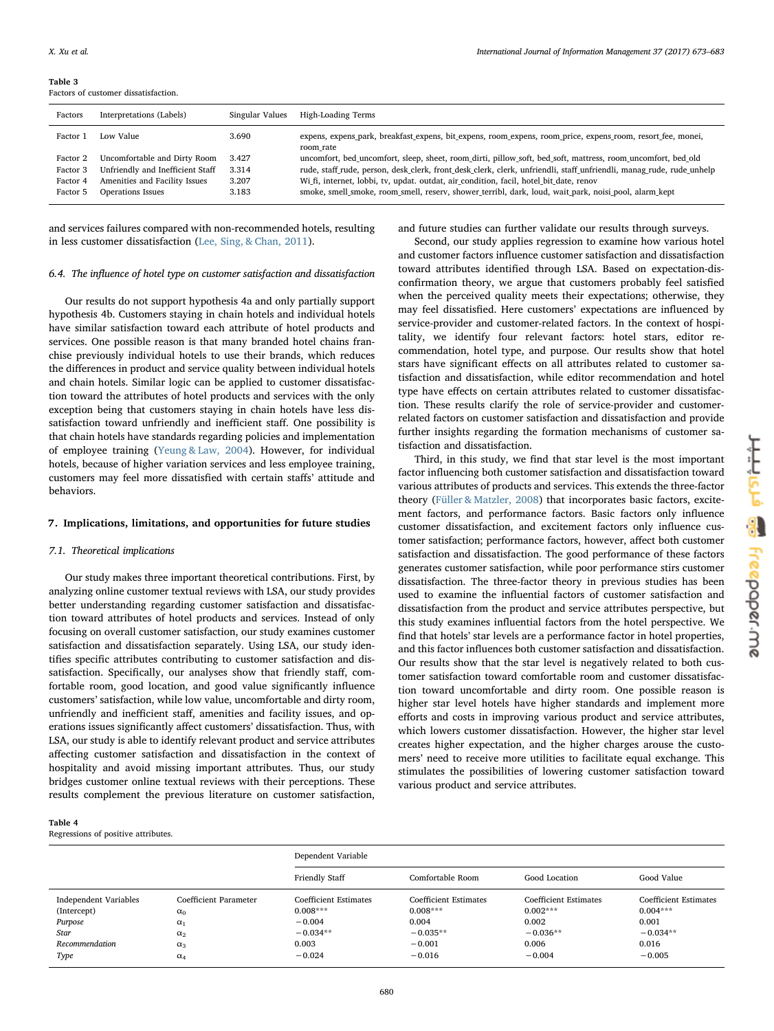**Table 3**
Factors of customer dissatisfaction.

| Factors | Interpretations (Labels) | Singular Values | High-Loading Terms |
|---|---|---|---|
| Factor 1 | Low Value | 3.690 | expens, expens_park, breakfast_expens, bit_expens, room_expens, room_price, expens_room, resort_fee, monei, room_rate |
| Factor 2 | Uncomfortable and Dirty Room | 3.427 | uncomfort, bed_uncomfort, sleep, sheet, room_dirti, pillow_soft, bed_soft, mattress, room_uncomfort, bed_old |
| Factor 3 | Unfriendly and Inefficient Staff | 3.314 | rude, staff_rude, person, desk_clerk, front_desk_clerk, clerk, unfriendli, staff_unfriendli, manag_rude, rude_unhelp |
| Factor 4 | Amenities and Facility Issues | 3.207 | Wi_fi, internet, lobbi, tv, updat. outdat, air_condition, facil, hotel_bit_date, renov |
| Factor 5 | Operations Issues | 3.183 | smoke, smell_smoke, room_smell, reserv, shower_terribl, dark, loud, wait_park, noisi_pool, alarm_kept |

and services failures compared with non-recommended hotels, resulting in less customer dissatisfaction (Lee, Sing, & Chan, 2011).

### 6.4. The influence of hotel type on customer satisfaction and dissatisfaction

Our results do not support hypothesis 4a and only partially support hypothesis 4b. Customers staying in chain hotels and individual hotels have similar satisfaction toward each attribute of hotel products and services. One possible reason is that many branded hotel chains franchise previously individual hotels to use their brands, which reduces the differences in product and service quality between individual hotels and chain hotels. Similar logic can be applied to customer dissatisfaction toward the attributes of hotel products and services with the only exception being that customers staying in chain hotels have less dissatisfaction toward unfriendly and inefficient staff. One possibility is that chain hotels have standards regarding policies and implementation of employee training (Yeung & Law, 2004). However, for individual hotels, because of higher variation services and less employee training, customers may feel more dissatisfied with certain staffs' attitude and behaviors.

## 7. Implications, limitations, and opportunities for future studies

### 7.1. Theoretical implications

Our study makes three important theoretical contributions. First, by analyzing online customer textual reviews with LSA, our study provides better understanding regarding customer satisfaction and dissatisfaction toward attributes of hotel products and services. Instead of only focusing on overall customer satisfaction, our study examines customer satisfaction and dissatisfaction separately. Using LSA, our study identifies specific attributes contributing to customer satisfaction and dissatisfaction. Specifically, our analyses show that friendly staff, comfortable room, good location, and good value significantly influence customers' satisfaction, while low value, uncomfortable and dirty room, unfriendly and inefficient staff, amenities and facility issues, and operations issues significantly affect customers' dissatisfaction. Thus, with LSA, our study is able to identify relevant product and service attributes affecting customer satisfaction and dissatisfaction in the context of hospitality and avoid missing important attributes. Thus, our study bridges customer online textual reviews with their perceptions. These results complement the previous literature on customer satisfaction, and future studies can further validate our results through surveys.

Second, our study applies regression to examine how various hotel and customer factors influence customer satisfaction and dissatisfaction toward attributes identified through LSA. Based on expectation-disconfirmation theory, we argue that customers probably feel satisfied when the perceived quality meets their expectations; otherwise, they may feel dissatisfied. Here customers' expectations are influenced by service-provider and customer-related factors. In the context of hospitality, we identify four relevant factors: hotel stars, editor recommendation, hotel type, and purpose. Our results show that hotel stars have significant effects on all attributes related to customer satisfaction and dissatisfaction, while editor recommendation and hotel type have effects on certain attributes related to customer dissatisfaction. These results clarify the role of service-provider and customer-related factors on customer satisfaction and dissatisfaction and provide further insights regarding the formation mechanisms of customer satisfaction and dissatisfaction.

Third, in this study, we find that star level is the most important factor influencing both customer satisfaction and dissatisfaction toward various attributes of products and services. This extends the three-factor theory (Füller & Matzler, 2008) that incorporates basic factors, excitement factors, and performance factors. Basic factors only influence customer dissatisfaction, and excitement factors only influence customer satisfaction; performance factors, however, affect both customer satisfaction and dissatisfaction. The good performance of these factors generates customer satisfaction, while poor performance stirs customer dissatisfaction. The three-factor theory in previous studies has been used to examine the influential factors of customer satisfaction and dissatisfaction from the product and service attributes perspective, but this study examines influential factors from the hotel perspective. We find that hotels' star levels are a performance factor in hotel properties, and this factor influences both customer satisfaction and dissatisfaction. Our results show that the star level is negatively related to both customer satisfaction toward comfortable room and customer dissatisfaction toward uncomfortable and dirty room. One possible reason is higher star level hotels have higher standards and implement more efforts and costs in improving various product and service attributes, which lowers customer dissatisfaction. However, the higher star level creates higher expectation, and the higher charges arouse the customers' need to receive more utilities to facilitate equal exchange. This stimulates the possibilities of lowering customer satisfaction toward various product and service attributes.

**Table 4**
Regressions of positive attributes.

| | | Dependent Variable | | | |
|---|---|---|---|---|---|
| | | Friendly Staff | Comfortable Room | Good Location | Good Value |
| Independent Variables | Coefficient Parameter | Coefficient Estimates | Coefficient Estimates | Coefficient Estimates | Coefficient Estimates |
| (Intercept) | $\alpha_0$ | 0.008*** | 0.008*** | 0.002*** | 0.004*** |
| *Purpose* | $\alpha_1$ | −0.004 | 0.004 | 0.002 | 0.001 |
| *Star* | $\alpha_2$ | −0.034** | −0.035** | −0.036** | −0.034** |
| *Recommendation* | $\alpha_3$ | 0.003 | −0.001 | 0.006 | 0.016 |
| *Type* | $\alpha_4$ | −0.024 | −0.016 | −0.004 | −0.005 |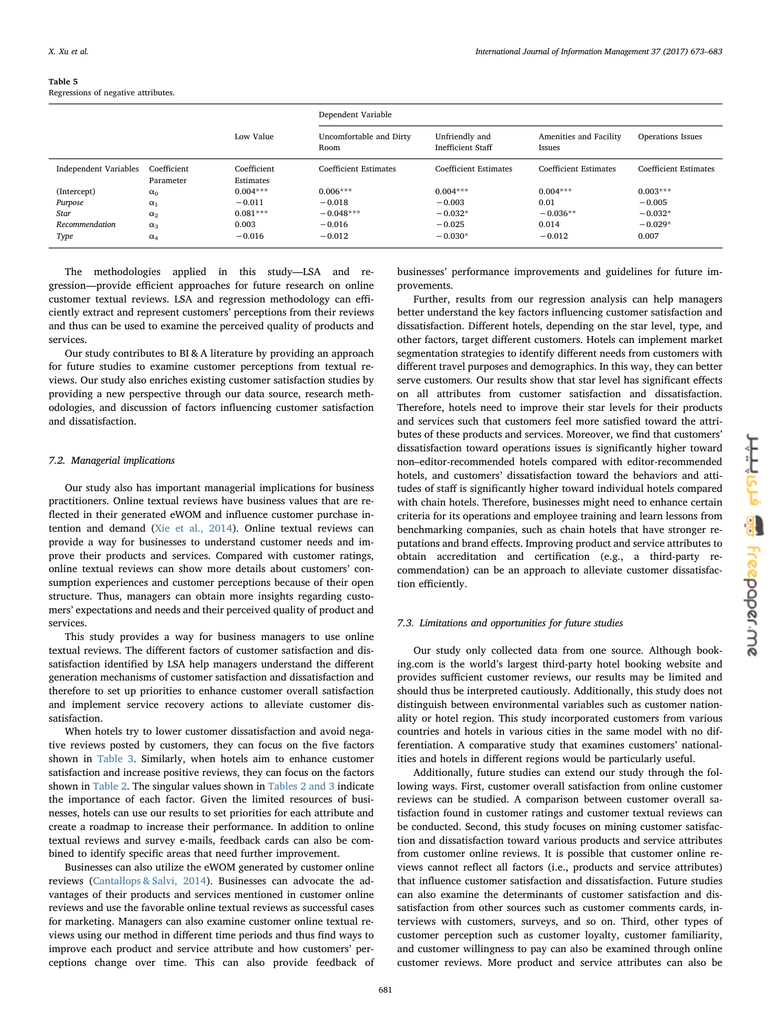**Table 5**
Regressions of negative attributes.

| | | Dependent Variable | | | | |
|---|---|---|---|---|---|---|
| | | Low Value | Uncomfortable and Dirty Room | Unfriendly and Inefficient Staff | Amenities and Facility Issues | Operations Issues |
| Independent Variables | Coefficient Parameter | Coefficient Estimates | Coefficient Estimates | Coefficient Estimates | Coefficient Estimates | Coefficient Estimates |
| (Intercept) | $\alpha_0$ | 0.004*** | 0.006*** | 0.004*** | 0.004*** | 0.003*** |
| *Purpose* | $\alpha_1$ | −0.011 | −0.018 | −0.003 | 0.01 | −0.005 |
| *Star* | $\alpha_2$ | 0.081*** | −0.048*** | −0.032* | −0.036** | −0.032* |
| *Recommendation* | $\alpha_3$ | 0.003 | −0.016 | −0.025 | 0.014 | −0.029* |
| *Type* | $\alpha_4$ | −0.016 | −0.012 | −0.030* | −0.012 | 0.007 |

The methodologies applied in this study—LSA and regression—provide efficient approaches for future research on online customer textual reviews. LSA and regression methodology can efficiently extract and represent customers' perceptions from their reviews and thus can be used to examine the perceived quality of products and services.

Our study contributes to BI & A literature by providing an approach for future studies to examine customer perceptions from textual reviews. Our study also enriches existing customer satisfaction studies by providing a new perspective through our data source, research methodologies, and discussion of factors influencing customer satisfaction and dissatisfaction.

### 7.2. Managerial implications

Our study also has important managerial implications for business practitioners. Online textual reviews have business values that are reflected in their generated eWOM and influence customer purchase intention and demand (Xie et al., 2014). Online textual reviews can provide a way for businesses to understand customer needs and improve their products and services. Compared with customer ratings, online textual reviews can show more details about customers' consumption experiences and customer perceptions because of their open structure. Thus, managers can obtain more insights regarding customers' expectations and needs and their perceived quality of product and services.

This study provides a way for business managers to use online textual reviews. The different factors of customer satisfaction and dissatisfaction identified by LSA help managers understand the different generation mechanisms of customer satisfaction and dissatisfaction and therefore to set up priorities to enhance customer overall satisfaction and implement service recovery actions to alleviate customer dissatisfaction.

When hotels try to lower customer dissatisfaction and avoid negative reviews posted by customers, they can focus on the five factors shown in Table 3. Similarly, when hotels aim to enhance customer satisfaction and increase positive reviews, they can focus on the factors shown in Table 2. The singular values shown in Tables 2 and 3 indicate the importance of each factor. Given the limited resources of businesses, hotels can use our results to set priorities for each attribute and create a roadmap to increase their performance. In addition to online textual reviews and survey e-mails, feedback cards can also be combined to identify specific areas that need further improvement.

Businesses can also utilize the eWOM generated by customer online reviews (Cantallops & Salvi, 2014). Businesses can advocate the advantages of their products and services mentioned in customer online reviews and use the favorable online textual reviews as successful cases for marketing. Managers can also examine customer online textual reviews using our method in different time periods and thus find ways to improve each product and service attribute and how customers' perceptions change over time. This can also provide feedback of businesses' performance improvements and guidelines for future improvements.

Further, results from our regression analysis can help managers better understand the key factors influencing customer satisfaction and dissatisfaction. Different hotels, depending on the star level, type, and other factors, target different customers. Hotels can implement market segmentation strategies to identify different needs from customers with different travel purposes and demographics. In this way, they can better serve customers. Our results show that star level has significant effects on all attributes from customer satisfaction and dissatisfaction. Therefore, hotels need to improve their star levels for their products and services such that customers feel more satisfied toward the attributes of these products and services. Moreover, we find that customers' dissatisfaction toward operations issues is significantly higher toward non–editor-recommended hotels compared with editor-recommended hotels, and customers' dissatisfaction toward the behaviors and attitudes of staff is significantly higher toward individual hotels compared with chain hotels. Therefore, businesses might need to enhance certain criteria for its operations and employee training and learn lessons from benchmarking companies, such as chain hotels that have stronger reputations and brand effects. Improving product and service attributes to obtain accreditation and certification (e.g., a third-party recommendation) can be an approach to alleviate customer dissatisfaction efficiently.

### 7.3. Limitations and opportunities for future studies

Our study only collected data from one source. Although booking.com is the world's largest third-party hotel booking website and provides sufficient customer reviews, our results may be limited and should thus be interpreted cautiously. Additionally, this study does not distinguish between environmental variables such as customer nationality or hotel region. This study incorporated customers from various countries and hotels in various cities in the same model with no differentiation. A comparative study that examines customers' nationalities and hotels in different regions would be particularly useful.

Additionally, future studies can extend our study through the following ways. First, customer overall satisfaction from online customer reviews can be studied. A comparison between customer overall satisfaction found in customer ratings and customer textual reviews can be conducted. Second, this study focuses on mining customer satisfaction and dissatisfaction toward various products and service attributes from customer online reviews. It is possible that customer online reviews cannot reflect all factors (i.e., products and service attributes) that influence customer satisfaction and dissatisfaction. Future studies can also examine the determinants of customer satisfaction and dissatisfaction from other sources such as customer comments cards, interviews with customers, surveys, and so on. Third, other types of customer perception such as customer loyalty, customer familiarity, and customer willingness to pay can also be examined through online customer reviews. More product and service attributes can also be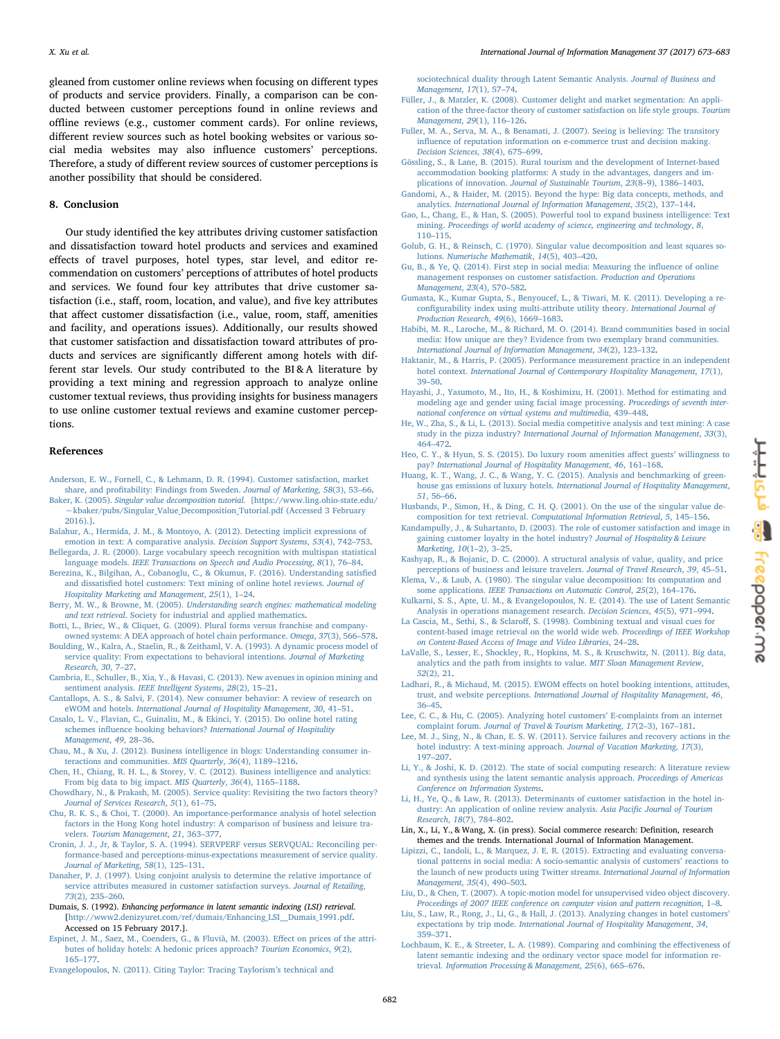gleaned from customer online reviews when focusing on different types of products and service providers. Finally, a comparison can be conducted between customer perceptions found in online reviews and offline reviews (e.g., customer comment cards). For online reviews, different review sources such as hotel booking websites or various social media websites may also influence customers' perceptions. Therefore, a study of different review sources of customer perceptions is another possibility that should be considered.

## 8. Conclusion

Our study identified the key attributes driving customer satisfaction and dissatisfaction toward hotel products and services and examined effects of travel purposes, hotel types, star level, and editor recommendation on customers' perceptions of attributes of hotel products and services. We found four key attributes that drive customer satisfaction (i.e., staff, room, location, and value), and five key attributes that affect customer dissatisfaction (i.e., value, room, staff, amenities and facility, and operations issues). Additionally, our results showed that customer satisfaction and dissatisfaction toward attributes of products and services are significantly different among hotels with different star levels. Our study contributed to the BI & A literature by providing a text mining and regression approach to analyze online customer textual reviews, thus providing insights for business managers to use online customer textual reviews and examine customer perceptions.

## References

Anderson, E. W., Fornell, C., & Lehmann, D. R. (1994). Customer satisfaction, market share, and profitability: Findings from Sweden. *Journal of Marketing, 58*(3), 53–66.

Baker, K. (2005). *Singular value decomposition tutorial.* [https://www.ling.ohio-state.edu/~kbaker/pubs/Singular_Value_Decomposition_Tutorial.pdf (Accessed 3 February 2016).].

Balahur, A., Hermida, J. M., & Montoyo, A. (2012). Detecting implicit expressions of emotion in text: A comparative analysis. *Decision Support Systems, 53*(4), 742–753.

Bellegarda, J. R. (2000). Large vocabulary speech recognition with multispan statistical language models. *IEEE Transactions on Speech and Audio Processing, 8*(1), 76–84.

Berezina, K., Bilgihan, A., Cobanoglu, C., & Okumus, F. (2016). Understanding satisfied and dissatisfied hotel customers: Text mining of online hotel reviews. *Journal of Hospitality Marketing and Management, 25*(1), 1–24.

Berry, M. W., & Browne, M. (2005). *Understanding search engines: mathematical modeling and text retrieval.* Society for industrial and applied mathematics.

Botti, L., Briec, W., & Cliquet, G. (2009). Plural forms versus franchise and company-owned systems: A DEA approach of hotel chain performance. *Omega, 37*(3), 566–578.

Boulding, W., Kalra, A., Staelin, R., & Zeithaml, V. A. (1993). A dynamic process model of service quality: From expectations to behavioral intentions. *Journal of Marketing Research, 30*, 7–27.

Cambria, E., Schuller, B., Xia, Y., & Havasi, C. (2013). New avenues in opinion mining and sentiment analysis. *IEEE Intelligent Systems, 28*(2), 15–21.

Cantallops, A. S., & Salvi, F. (2014). New consumer behavior: A review of research on eWOM and hotels. *International Journal of Hospitality Management, 30*, 41–51.

Casalo, L. V., Flavian, C., Guinaliu, M., & Ekinci, Y. (2015). Do online hotel rating schemes influence booking behaviors? *International Journal of Hospitality Management, 49*, 28–36.

Chau, M., & Xu, J. (2012). Business intelligence in blogs: Understanding consumer interactions and communities. *MIS Quarterly, 36*(4), 1189–1216.

Chen, H., Chiang, R. H. L., & Storey, V. C. (2012). Business intelligence and analytics: From big data to big impact. *MIS Quarterly, 36*(4), 1165–1188.

Chowdhary, N., & Prakash, M. (2005). Service quality: Revisiting the two factors theory? *Journal of Services Research, 5*(1), 61–75.

Chu, R. K. S., & Choi, T. (2000). An importance-performance analysis of hotel selection factors in the Hong Kong hotel industry: A comparison of business and leisure travelers. *Tourism Management, 21*, 363–377.

Cronin, J. J., Jr, & Taylor, S. A. (1994). SERVPERF versus SERVQUAL: Reconciling performance-based and perceptions-minus-expectations measurement of service quality. *Journal of Marketing, 58*(1), 125–131.

Danaher, P. J. (1997). Using conjoint analysis to determine the relative importance of service attributes measured in customer satisfaction surveys. *Journal of Retailing, 73*(2), 235–260.

Dumais, S. (1992). *Enhancing performance in latent semantic indexing (LSI) retrieval.* [http://www2.denizyuret.com/ref/dumais/Enhancing_LSI__Dumais_1991.pdf. Accessed on 15 February 2017.].

Espinet, J. M., Saez, M., Coenders, G., & Fluvià, M. (2003). Effect on prices of the attributes of holiday hotels: A hedonic prices approach? *Tourism Economics, 9*(2), 165–177.

Evangelopoulos, N. (2011). Citing Taylor: Tracing Taylorism's technical and sociotechnical duality through Latent Semantic Analysis. *Journal of Business and Management, 17*(1), 57–74.

Füller, J., & Matzler, K. (2008). Customer delight and market segmentation: An application of the three-factor theory of customer satisfaction on life style groups. *Tourism Management, 29*(1), 116–126.

Fuller, M. A., Serva, M. A., & Benamati, J. (2007). Seeing is believing: The transitory influence of reputation information on e-commerce trust and decision making. *Decision Sciences, 38*(4), 675–699.

Gössling, S., & Lane, B. (2015). Rural tourism and the development of Internet-based accommodation booking platforms: A study in the advantages, dangers and implications of innovation. *Journal of Sustainable Tourism, 23*(8–9), 1386–1403.

Gandomi, A., & Haider, M. (2015). Beyond the hype: Big data concepts, methods, and analytics. *International Journal of Information Management, 35*(2), 137–144.

Gao, L., Chang, E., & Han, S. (2005). Powerful tool to expand business intelligence: Text mining. *Proceedings of world academy of science, engineering and technology, 8*, 110–115.

Golub, G. H., & Reinsch, C. (1970). Singular value decomposition and least squares solutions. *Numerische Mathematik, 14*(5), 403–420.

Gu, B., & Ye, Q. (2014). First step in social media: Measuring the influence of online management responses on customer satisfaction. *Production and Operations Management, 23*(4), 570–582.

Gumasta, K., Kumar Gupta, S., Benyoucef, L., & Tiwari, M. K. (2011). Developing a reconfigurability index using multi-attribute utility theory. *International Journal of Production Research, 49*(6), 1669–1683.

Habibi, M. R., Laroche, M., & Richard, M. O. (2014). Brand communities based in social media: How unique are they? Evidence from two exemplary brand communities. *International Journal of Information Management, 34*(2), 123–132.

Haktanir, M., & Harris, P. (2005). Performance measurement practice in an independent hotel context. *International Journal of Contemporary Hospitality Management, 17*(1), 39–50.

Hayashi, J., Yasumoto, M., Ito, H., & Koshimizu, H. (2001). Method for estimating and modeling age and gender using facial image processing. *Proceedings of seventh international conference on virtual systems and multimedia*, 439–448.

He, W., Zha, S., & Li, L. (2013). Social media competitive analysis and text mining: A case study in the pizza industry? *International Journal of Information Management, 33*(3), 464–472.

Heo, C. Y., & Hyun, S. S. (2015). Do luxury room amenities affect guests' willingness to pay? *International Journal of Hospitality Management, 46*, 161–168.

Huang, K. T., Wang, J. C., & Wang, Y. C. (2015). Analysis and benchmarking of greenhouse gas emissions of luxury hotels. *International Journal of Hospitality Management, 51*, 56–66.

Husbands, P., Simon, H., & Ding, C. H. Q. (2001). On the use of the singular value decomposition for text retrieval. *Computational Information Retrieval, 5*, 145–156.

Kandampully, J., & Suhartanto, D. (2003). The role of customer satisfaction and image in gaining customer loyalty in the hotel industry? *Journal of Hospitality & Leisure Marketing, 10*(1–2), 3–25.

Kashyap, R., & Bojanic, D. C. (2000). A structural analysis of value, quality, and price perceptions of business and leisure travelers. *Journal of Travel Research, 39*, 45–51.

Klema, V., & Laub, A. (1980). The singular value decomposition: Its computation and some applications. *IEEE Transactions on Automatic Control, 25*(2), 164–176.

Kulkarni, S. S., Apte, U. M., & Evangelopoulos, N. E. (2014). The use of Latent Semantic Analysis in operations management research. *Decision Sciences, 45*(5), 971–994.

La Cascia, M., Sethi, S., & Sclaroff, S. (1998). Combining textual and visual cues for content-based image retrieval on the world wide web. *Proceedings of IEEE Workshop on Content-Based Access of Image and Video Libraries*, 24–28.

LaValle, S., Lesser, E., Shockley, R., Hopkins, M. S., & Kruschwitz, N. (2011). Big data, analytics and the path from insights to value. *MIT Sloan Management Review, 52*(2), 21.

Ladhari, R., & Michaud, M. (2015). EWOM effects on hotel booking intentions, attitudes, trust, and website perceptions. *International Journal of Hospitality Management, 46*, 36–45.

Lee, C. C., & Hu, C. (2005). Analyzing hotel customers' E-complaints from an internet complaint forum. *Journal of Travel & Tourism Marketing, 17*(2–3), 167–181.

Lee, M. J., Sing, N., & Chan, E. S. W. (2011). Service failures and recovery actions in the hotel industry: A text-mining approach. *Journal of Vacation Marketing, 17*(3), 197–207.

Li, Y., & Joshi, K. D. (2012). The state of social computing research: A literature review and synthesis using the latent semantic analysis approach. *Proceedings of Americas Conference on Information Systems*.

Li, H., Ye, Q., & Law, R. (2013). Determinants of customer satisfaction in the hotel industry: An application of online review analysis. *Asia Pacific Journal of Tourism Research, 18*(7), 784–802.

Lin, X., Li, Y., & Wang, X. (in press). Social commerce research: Definition, research themes and the trends. International Journal of Information Management.

Lipizzi, C., Iandoli, L., & Marquez, J. E. R. (2015). Extracting and evaluating conversational patterns in social media: A socio-semantic analysis of customers' reactions to the launch of new products using Twitter streams. *International Journal of Information Management, 35*(4), 490–503.

Liu, D., & Chen, T. (2007). A topic-motion model for unsupervised video object discovery. *Proceedings of 2007 IEEE conference on computer vision and pattern recognition*, 1–8.

Liu, S., Law, R., Rong, J., Li, G., & Hall, J. (2013). Analyzing changes in hotel customers' expectations by trip mode. *International Journal of Hospitality Management, 34*, 359–371.

Lochbaum, K. E., & Streeter, L. A. (1989). Comparing and combining the effectiveness of latent semantic indexing and the ordinary vector space model for information retrieval. *Information Processing & Management, 25*(6), 665–676.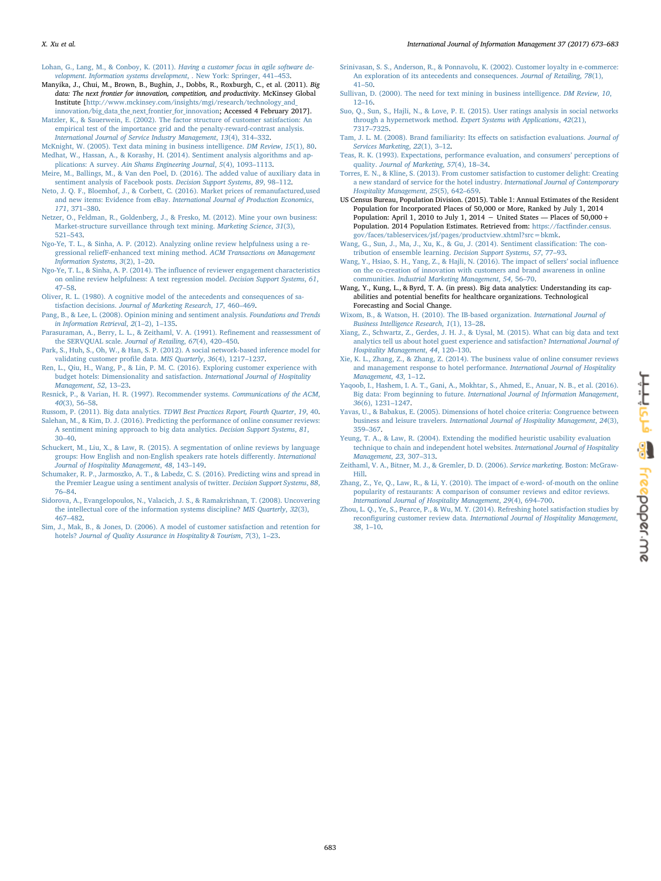Lohan, G., Lang, M., & Conboy, K. (2011). *Having a customer focus in agile software development. Information systems development,* . New York: Springer, 441–453.

Manyika, J., Chui, M., Brown, B., Bughin, J., Dobbs, R., Roxburgh, C., et al. (2011). *Big data: The next frontier for innovation, competition, and productivity*. McKinsey Global Institute [http://www.mckinsey.com/insights/mgi/research/technology_and_innovation/big_data_the_next_frontier_for_innovation; Accessed 4 February 2017].

Matzler, K., & Sauerwein, E. (2002). The factor structure of customer satisfaction: An empirical test of the importance grid and the penalty-reward-contrast analysis. *International Journal of Service Industry Management, 13*(4), 314–332.

McKnight, W. (2005). Text data mining in business intelligence. *DM Review, 15*(1), 80.

Medhat, W., Hassan, A., & Korashy, H. (2014). Sentiment analysis algorithms and applications: A survey. *Ain Shams Engineering Journal, 5*(4), 1093–1113.

Meire, M., Ballings, M., & Van den Poel, D. (2016). The added value of auxiliary data in sentiment analysis of Facebook posts. *Decision Support Systems, 89*, 98–112.

Neto, J. Q. F., Bloemhof, J., & Corbett, C. (2016). Market prices of remanufactured,used and new items: Evidence from eBay. *International Journal of Production Economics, 171*, 371–380.

Netzer, O., Feldman, R., Goldenberg, J., & Fresko, M. (2012). Mine your own business: Market-structure surveillance through text mining. *Marketing Science, 31*(3), 521–543.

Ngo-Ye, T. L., & Sinha, A. P. (2012). Analyzing online review helpfulness using a regressional reliefF-enhanced text mining method. *ACM Transactions on Management Information Systems, 3*(2), 1–20.

Ngo-Ye, T. L., & Sinha, A. P. (2014). The influence of reviewer engagement characteristics on online review helpfulness: A text regression model. *Decision Support Systems, 61*, 47–58.

Oliver, R. L. (1980). A cognitive model of the antecedents and consequences of satisfaction decisions. *Journal of Marketing Research, 17*, 460–469.

Pang, B., & Lee, L. (2008). Opinion mining and sentiment analysis. *Foundations and Trends in Information Retrieval, 2*(1–2), 1–135.

Parasuraman, A., Berry, L. L., & Zeithaml, V. A. (1991). Refinement and reassessment of the SERVQUAL scale. *Journal of Retailing, 67*(4), 420–450.

Park, S., Huh, S., Oh, W., & Han, S. P. (2012). A social network-based inference model for validating customer profile data. *MIS Quarterly, 36*(4), 1217–1237.

Ren, L., Qiu, H., Wang, P., & Lin, P. M. C. (2016). Exploring customer experience with budget hotels: Dimensionality and satisfaction. *International Journal of Hospitality Management, 52*, 13–23.

Resnick, P., & Varian, H. R. (1997). Recommender systems. *Communications of the ACM, 40*(3), 56–58.

Russom, P. (2011). Big data analytics. *TDWI Best Practices Report, Fourth Quarter, 19*, 40.

Salehan, M., & Kim, D. J. (2016). Predicting the performance of online consumer reviews: A sentiment mining approach to big data analytics. *Decision Support Systems, 81*, 30–40.

Schuckert, M., Liu, X., & Law, R. (2015). A segmentation of online reviews by language groups: How English and non-English speakers rate hotels differently. *International Journal of Hospitality Management, 48*, 143–149.

Schumaker, R. P., Jarmoszko, A. T., & Labedz, C. S. (2016). Predicting wins and spread in the Premier League using a sentiment analysis of twitter. *Decision Support Systems, 88*, 76–84.

Sidorova, A., Evangelopoulos, N., Valacich, J. S., & Ramakrishnan, T. (2008). Uncovering the intellectual core of the information systems discipline? *MIS Quarterly, 32*(3), 467–482.

Sim, J., Mak, B., & Jones, D. (2006). A model of customer satisfaction and retention for hotels? *Journal of Quality Assurance in Hospitality & Tourism, 7*(3), 1–23.

Srinivasan, S. S., Anderson, R., & Ponnavolu, K. (2002). Customer loyalty in e-commerce: An exploration of its antecedents and consequences. *Journal of Retailing, 78*(1), 41–50.

Sullivan, D. (2000). The need for text mining in business intelligence. *DM Review, 10*, 12–16.

Suo, Q., Sun, S., Hajli, N., & Love, P. E. (2015). User ratings analysis in social networks through a hypernetwork method. *Expert Systems with Applications, 42*(21), 7317–7325.

Tam, J. L. M. (2008). Brand familiarity: Its effects on satisfaction evaluations. *Journal of Services Marketing, 22*(1), 3–12.

Teas, R. K. (1993). Expectations, performance evaluation, and consumers' perceptions of quality. *Journal of Marketing, 57*(4), 18–34.

Torres, E. N., & Kline, S. (2013). From customer satisfaction to customer delight: Creating a new standard of service for the hotel industry. *International Journal of Contemporary Hospitality Management, 25*(5), 642–659.

US Census Bureau, Population Division. (2015). Table 1: Annual Estimates of the Resident Population for Incorporated Places of 50,000 or More, Ranked by July 1, 2014 Population: April 1, 2010 to July 1, 2014 − United States — Places of 50,000+ Population. 2014 Population Estimates. Retrieved from: https://factfinder.census.gov/faces/tableservices/jsf/pages/productview.xhtml?src=bkmk.

Wang, G., Sun, J., Ma, J., Xu, K., & Gu, J. (2014). Sentiment classification: The contribution of ensemble learning. *Decision Support Systems, 57*, 77–93.

Wang, Y., Hsiao, S. H., Yang, Z., & Hajli, N. (2016). The impact of sellers' social influence on the co-creation of innovation with customers and brand awareness in online communities. *Industrial Marketing Management, 54*, 56–70.

Wang, Y., Kung, L., & Byrd, T. A. (in press). Big data analytics: Understanding its capabilities and potential benefits for healthcare organizations. Technological Forecasting and Social Change.

Wixom, B., & Watson, H. (2010). The IB-based organization. *International Journal of Business Intelligence Research, 1*(1), 13–28.

Xiang, Z., Schwartz, Z., Gerdes, J. H. J., & Uysal, M. (2015). What can big data and text analytics tell us about hotel guest experience and satisfaction? *International Journal of Hospitality Management, 44*, 120–130.

Xie, K. L., Zhang, Z., & Zhang, Z. (2014). The business value of online consumer reviews and management response to hotel performance. *International Journal of Hospitality Management, 43*, 1–12.

Yaqoob, I., Hashem, I. A. T., Gani, A., Mokhtar, S., Ahmed, E., Anuar, N. B., et al. (2016). Big data: From beginning to future. *International Journal of Information Management, 36*(6), 1231–1247.

Yavas, U., & Babakus, E. (2005). Dimensions of hotel choice criteria: Congruence between business and leisure travelers. *International Journal of Hospitality Management, 24*(3), 359–367.

Yeung, T. A., & Law, R. (2004). Extending the modified heuristic usability evaluation technique to chain and independent hotel websites. *International Journal of Hospitality Management, 23*, 307–313.

Zeithaml, V. A., Bitner, M. J., & Gremler, D. D. (2006). *Service marketing*. Boston: McGraw-Hill.

Zhang, Z., Ye, Q., Law, R., & Li, Y. (2010). The impact of e-word- of-mouth on the online popularity of restaurants: A comparison of consumer reviews and editor reviews. *International Journal of Hospitality Management, 29*(4), 694–700.

Zhou, L. Q., Ye, S., Pearce, P., & Wu, M. Y. (2014). Refreshing hotel satisfaction studies by reconfiguring customer review data. *International Journal of Hospitality Management, 38*, 1–10.